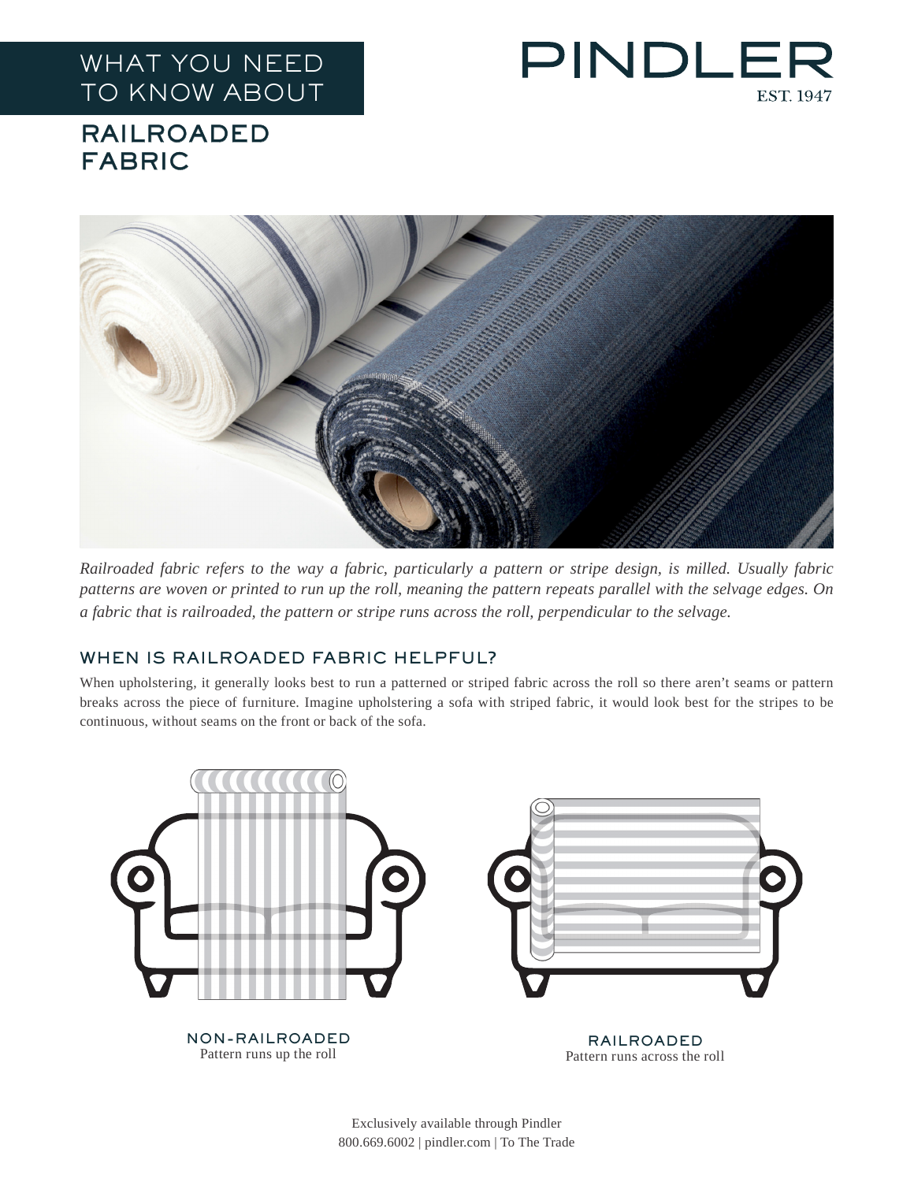# WHAT YOU NEED TO KNOW ABOUT

# RAILROADED FABRIC

PINDLER
EST. 1947

*Railroaded fabric refers to the way a fabric, particularly a pattern or stripe design, is milled. Usually fabric patterns are woven or printed to run up the roll, meaning the pattern repeats parallel with the selvage edges. On a fabric that is railroaded, the pattern or stripe runs across the roll, perpendicular to the selvage.*

## WHEN IS RAILROADED FABRIC HELPFUL?

When upholstering, it generally looks best to run a patterned or striped fabric across the roll so there aren't seams or pattern breaks across the piece of furniture. Imagine upholstering a sofa with striped fabric, it would look best for the stripes to be continuous, without seams on the front or back of the sofa.

**NON-RAILROADED**
Pattern runs up the roll

**RAILROADED**
Pattern runs across the roll

Exclusively available through Pindler
800.669.6002 | pindler.com | To The Trade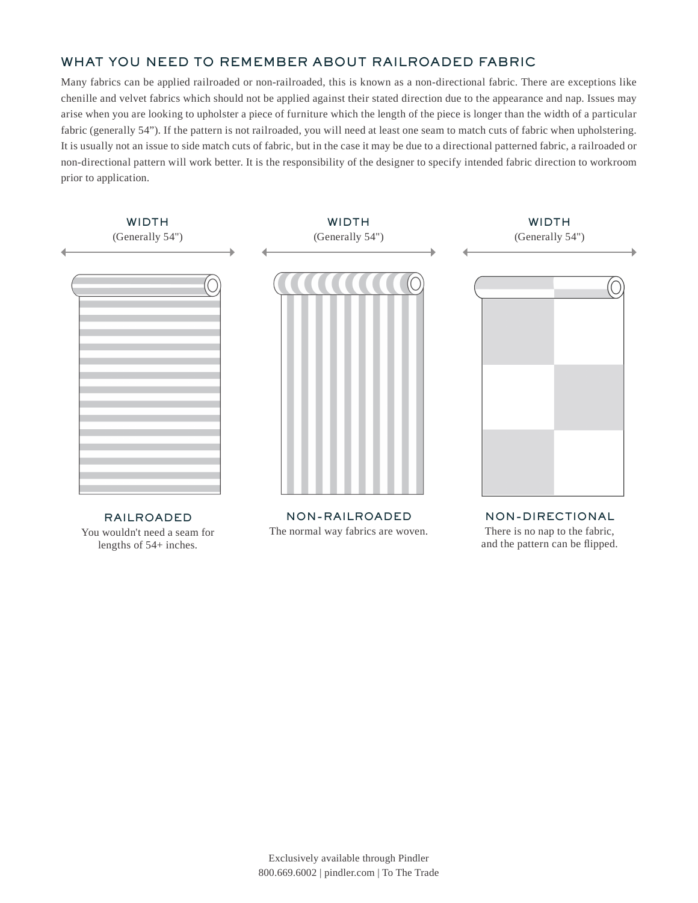## WHAT YOU NEED TO REMEMBER ABOUT RAILROADED FABRIC

Many fabrics can be applied railroaded or non-railroaded, this is known as a non-directional fabric. There are exceptions like chenille and velvet fabrics which should not be applied against their stated direction due to the appearance and nap. Issues may arise when you are looking to upholster a piece of furniture which the length of the piece is longer than the width of a particular fabric (generally 54"). If the pattern is not railroaded, you will need at least one seam to match cuts of fabric when upholstering. It is usually not an issue to side match cuts of fabric, but in the case it may be due to a directional patterned fabric, a railroaded or non-directional pattern will work better. It is the responsibility of the designer to specify intended fabric direction to workroom prior to application.

WIDTH
(Generally 54")

**RAILROADED**
You wouldn't need a seam for lengths of 54+ inches.

WIDTH
(Generally 54")

**NON-RAILROADED**
The normal way fabrics are woven.

WIDTH
(Generally 54")

**NON-DIRECTIONAL**
There is no nap to the fabric, and the pattern can be flipped.

Exclusively available through Pindler
800.669.6002 | pindler.com | To The Trade